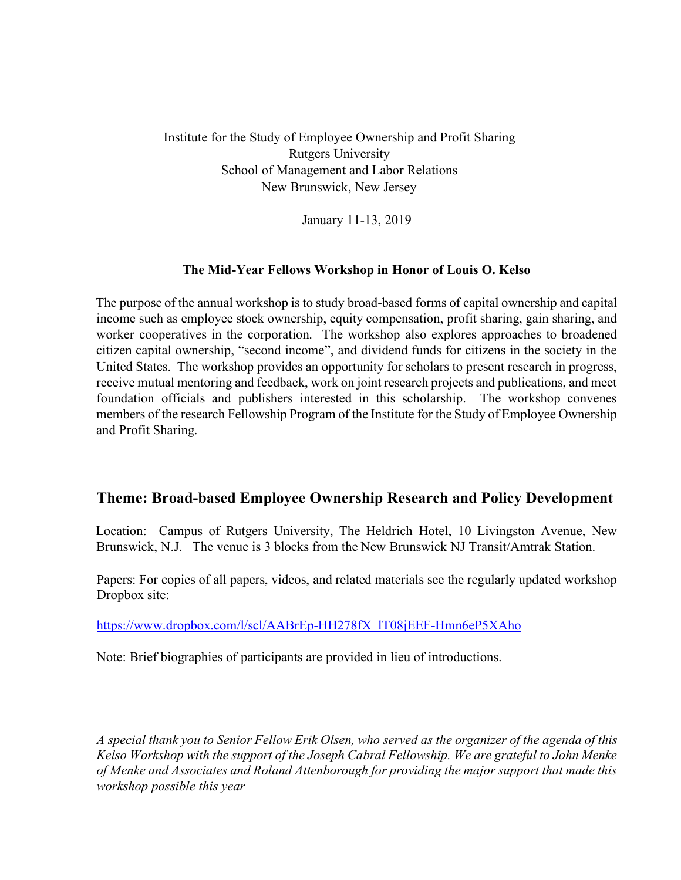Institute for the Study of Employee Ownership and Profit Sharing
Rutgers University
School of Management and Labor Relations
New Brunswick, New Jersey

January 11-13, 2019

**The Mid-Year Fellows Workshop in Honor of Louis O. Kelso**

The purpose of the annual workshop is to study broad-based forms of capital ownership and capital income such as employee stock ownership, equity compensation, profit sharing, gain sharing, and worker cooperatives in the corporation. The workshop also explores approaches to broadened citizen capital ownership, "second income", and dividend funds for citizens in the society in the United States. The workshop provides an opportunity for scholars to present research in progress, receive mutual mentoring and feedback, work on joint research projects and publications, and meet foundation officials and publishers interested in this scholarship. The workshop convenes members of the research Fellowship Program of the Institute for the Study of Employee Ownership and Profit Sharing.

## Theme: Broad-based Employee Ownership Research and Policy Development

Location: Campus of Rutgers University, The Heldrich Hotel, 10 Livingston Avenue, New Brunswick, N.J. The venue is 3 blocks from the New Brunswick NJ Transit/Amtrak Station.

Papers: For copies of all papers, videos, and related materials see the regularly updated workshop Dropbox site:

https://www.dropbox.com/l/scl/AABrEp-HH278fX_lT08jEEF-Hmn6eP5XAho

Note: Brief biographies of participants are provided in lieu of introductions.

*A special thank you to Senior Fellow Erik Olsen, who served as the organizer of the agenda of this Kelso Workshop with the support of the Joseph Cabral Fellowship. We are grateful to John Menke of Menke and Associates and Roland Attenborough for providing the major support that made this workshop possible this year*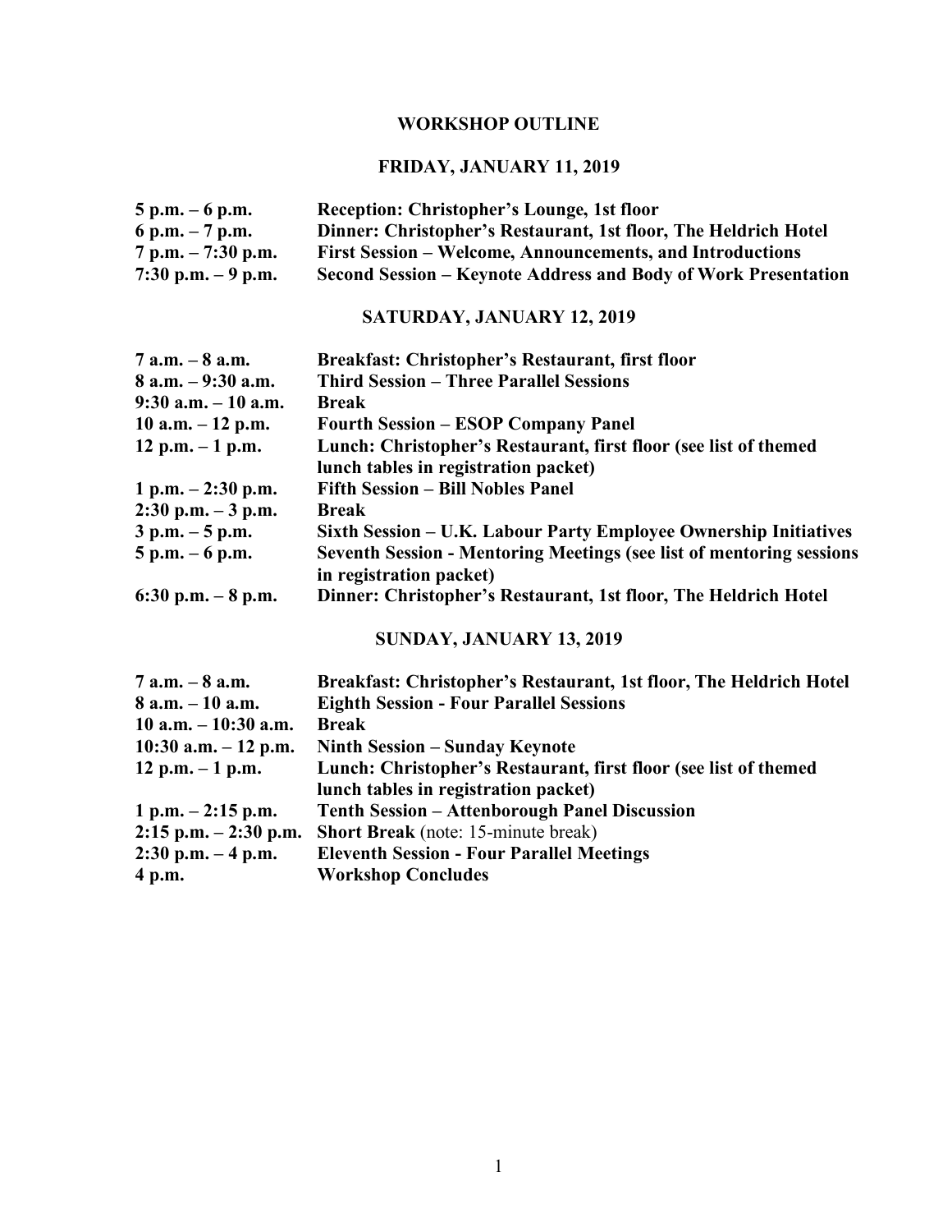# WORKSHOP OUTLINE

## FRIDAY, JANUARY 11, 2019

| | |
|---|---|
| **5 p.m. – 6 p.m.** | **Reception: Christopher's Lounge, 1st floor** |
| **6 p.m. – 7 p.m.** | **Dinner: Christopher's Restaurant, 1st floor, The Heldrich Hotel** |
| **7 p.m. – 7:30 p.m.** | **First Session – Welcome, Announcements, and Introductions** |
| **7:30 p.m. – 9 p.m.** | **Second Session – Keynote Address and Body of Work Presentation** |

## SATURDAY, JANUARY 12, 2019

| | |
|---|---|
| **7 a.m. – 8 a.m.** | **Breakfast: Christopher's Restaurant, first floor** |
| **8 a.m. – 9:30 a.m.** | **Third Session – Three Parallel Sessions** |
| **9:30 a.m. – 10 a.m.** | **Break** |
| **10 a.m. – 12 p.m.** | **Fourth Session – ESOP Company Panel** |
| **12 p.m. – 1 p.m.** | **Lunch: Christopher's Restaurant, first floor (see list of themed lunch tables in registration packet)** |
| **1 p.m. – 2:30 p.m.** | **Fifth Session – Bill Nobles Panel** |
| **2:30 p.m. – 3 p.m.** | **Break** |
| **3 p.m. – 5 p.m.** | **Sixth Session – U.K. Labour Party Employee Ownership Initiatives** |
| **5 p.m. – 6 p.m.** | **Seventh Session - Mentoring Meetings (see list of mentoring sessions in registration packet)** |
| **6:30 p.m. – 8 p.m.** | **Dinner: Christopher's Restaurant, 1st floor, The Heldrich Hotel** |

## SUNDAY, JANUARY 13, 2019

| | |
|---|---|
| **7 a.m. – 8 a.m.** | **Breakfast: Christopher's Restaurant, 1st floor, The Heldrich Hotel** |
| **8 a.m. – 10 a.m.** | **Eighth Session - Four Parallel Sessions** |
| **10 a.m. – 10:30 a.m.** | **Break** |
| **10:30 a.m. – 12 p.m.** | **Ninth Session – Sunday Keynote** |
| **12 p.m. – 1 p.m.** | **Lunch: Christopher's Restaurant, first floor (see list of themed lunch tables in registration packet)** |
| **1 p.m. – 2:15 p.m.** | **Tenth Session – Attenborough Panel Discussion** |
| **2:15 p.m. – 2:30 p.m.** | **Short Break** (note: 15-minute break) |
| **2:30 p.m. – 4 p.m.** | **Eleventh Session - Four Parallel Meetings** |
| **4 p.m.** | **Workshop Concludes** |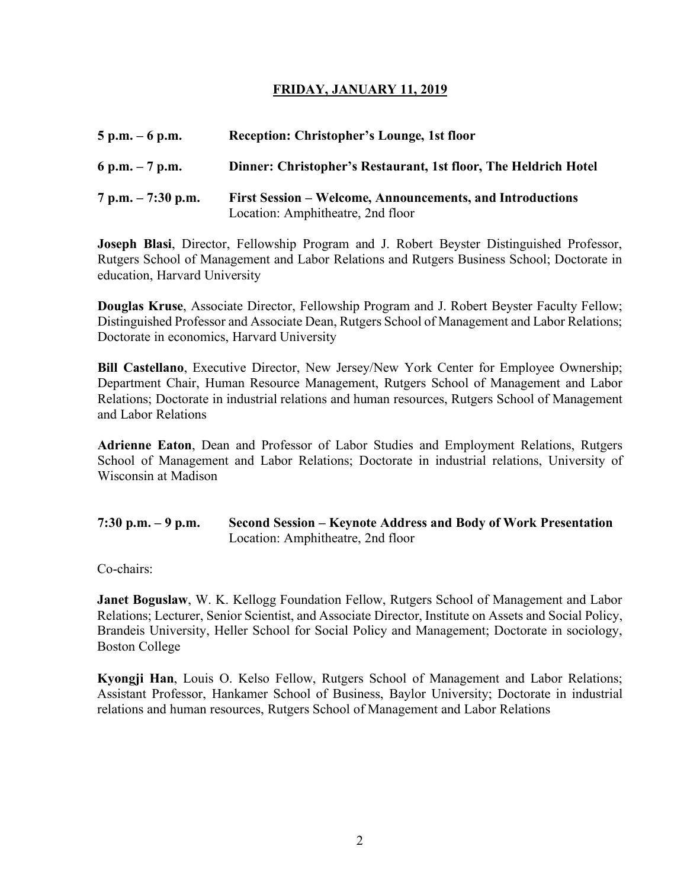## FRIDAY, JANUARY 11, 2019

**5 p.m. – 6 p.m.** **Reception: Christopher's Lounge, 1st floor**

**6 p.m. – 7 p.m.** **Dinner: Christopher's Restaurant, 1st floor, The Heldrich Hotel**

**7 p.m. – 7:30 p.m.** **First Session – Welcome, Announcements, and Introductions**
Location: Amphitheatre, 2nd floor

**Joseph Blasi**, Director, Fellowship Program and J. Robert Beyster Distinguished Professor, Rutgers School of Management and Labor Relations and Rutgers Business School; Doctorate in education, Harvard University

**Douglas Kruse**, Associate Director, Fellowship Program and J. Robert Beyster Faculty Fellow; Distinguished Professor and Associate Dean, Rutgers School of Management and Labor Relations; Doctorate in economics, Harvard University

**Bill Castellano**, Executive Director, New Jersey/New York Center for Employee Ownership; Department Chair, Human Resource Management, Rutgers School of Management and Labor Relations; Doctorate in industrial relations and human resources, Rutgers School of Management and Labor Relations

**Adrienne Eaton**, Dean and Professor of Labor Studies and Employment Relations, Rutgers School of Management and Labor Relations; Doctorate in industrial relations, University of Wisconsin at Madison

**7:30 p.m. – 9 p.m.** **Second Session – Keynote Address and Body of Work Presentation**
Location: Amphitheatre, 2nd floor

Co-chairs:

**Janet Boguslaw**, W. K. Kellogg Foundation Fellow, Rutgers School of Management and Labor Relations; Lecturer, Senior Scientist, and Associate Director, Institute on Assets and Social Policy, Brandeis University, Heller School for Social Policy and Management; Doctorate in sociology, Boston College

**Kyongji Han**, Louis O. Kelso Fellow, Rutgers School of Management and Labor Relations; Assistant Professor, Hankamer School of Business, Baylor University; Doctorate in industrial relations and human resources, Rutgers School of Management and Labor Relations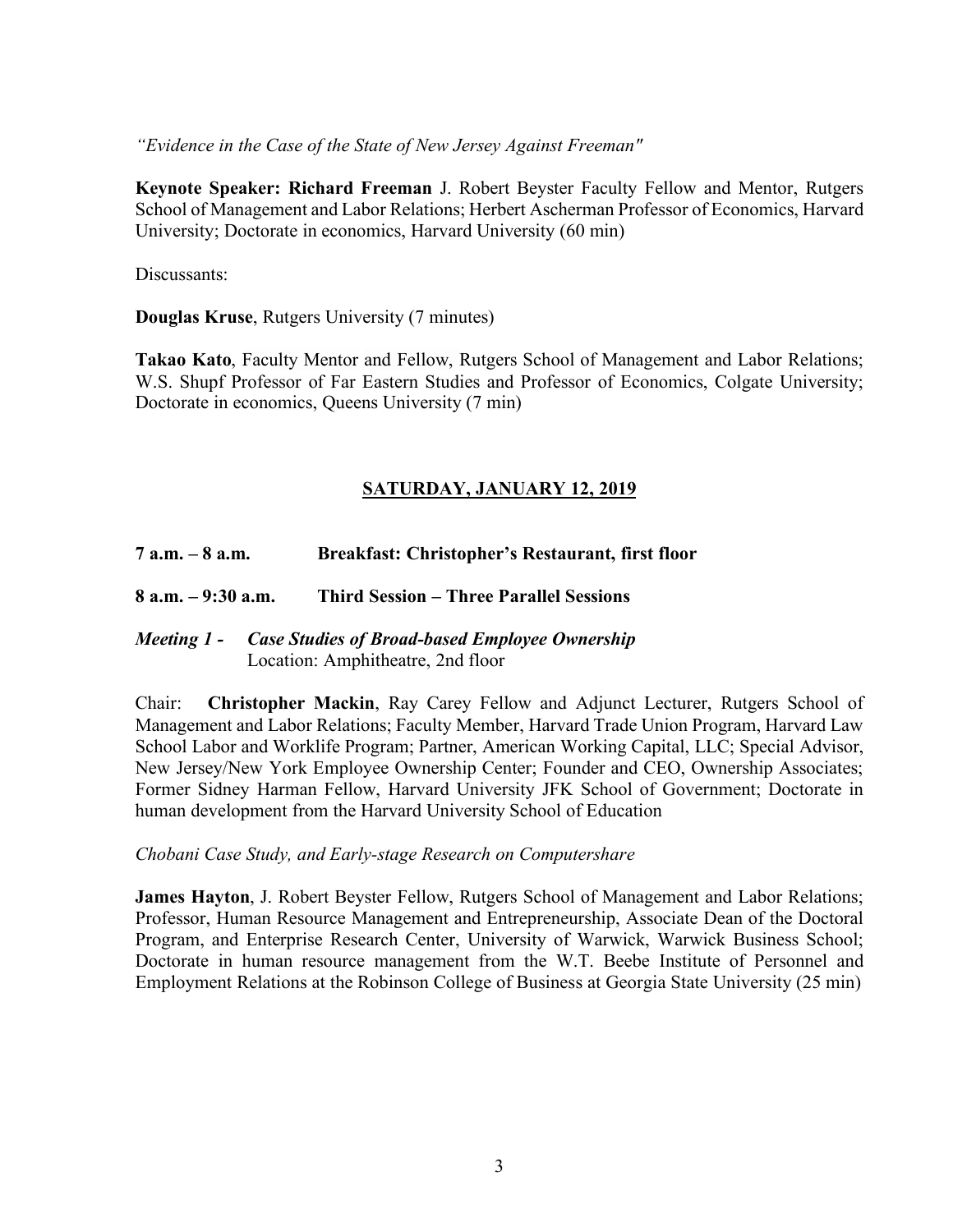*"Evidence in the Case of the State of New Jersey Against Freeman"*

**Keynote Speaker: Richard Freeman** J. Robert Beyster Faculty Fellow and Mentor, Rutgers School of Management and Labor Relations; Herbert Ascherman Professor of Economics, Harvard University; Doctorate in economics, Harvard University (60 min)

Discussants:

**Douglas Kruse**, Rutgers University (7 minutes)

**Takao Kato**, Faculty Mentor and Fellow, Rutgers School of Management and Labor Relations; W.S. Shupf Professor of Far Eastern Studies and Professor of Economics, Colgate University; Doctorate in economics, Queens University (7 min)

## SATURDAY, JANUARY 12, 2019

**7 a.m. – 8 a.m. Breakfast: Christopher's Restaurant, first floor**

**8 a.m. – 9:30 a.m. Third Session – Three Parallel Sessions**

***Meeting 1 - Case Studies of Broad-based Employee Ownership***
Location: Amphitheatre, 2nd floor

Chair: **Christopher Mackin**, Ray Carey Fellow and Adjunct Lecturer, Rutgers School of Management and Labor Relations; Faculty Member, Harvard Trade Union Program, Harvard Law School Labor and Worklife Program; Partner, American Working Capital, LLC; Special Advisor, New Jersey/New York Employee Ownership Center; Founder and CEO, Ownership Associates; Former Sidney Harman Fellow, Harvard University JFK School of Government; Doctorate in human development from the Harvard University School of Education

*Chobani Case Study, and Early-stage Research on Computershare*

**James Hayton**, J. Robert Beyster Fellow, Rutgers School of Management and Labor Relations; Professor, Human Resource Management and Entrepreneurship, Associate Dean of the Doctoral Program, and Enterprise Research Center, University of Warwick, Warwick Business School; Doctorate in human resource management from the W.T. Beebe Institute of Personnel and Employment Relations at the Robinson College of Business at Georgia State University (25 min)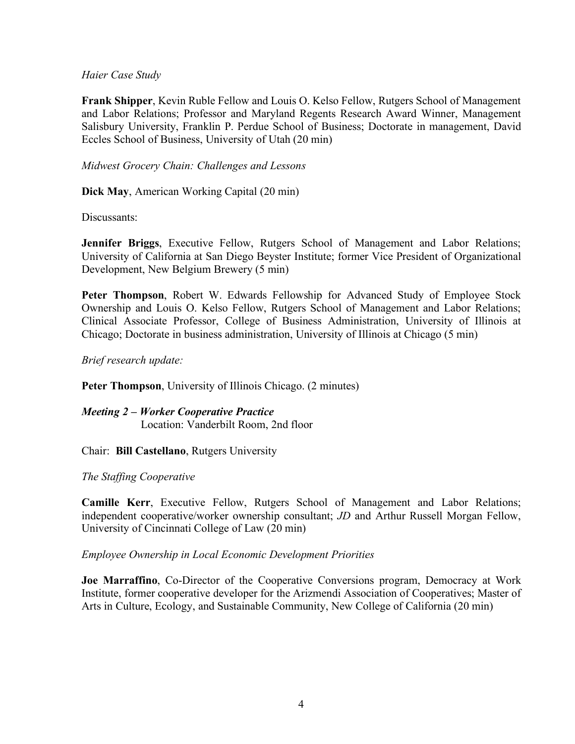*Haier Case Study*

**Frank Shipper**, Kevin Ruble Fellow and Louis O. Kelso Fellow, Rutgers School of Management and Labor Relations; Professor and Maryland Regents Research Award Winner, Management Salisbury University, Franklin P. Perdue School of Business; Doctorate in management, David Eccles School of Business, University of Utah (20 min)

*Midwest Grocery Chain: Challenges and Lessons*

**Dick May**, American Working Capital (20 min)

Discussants:

**Jennifer Briggs**, Executive Fellow, Rutgers School of Management and Labor Relations; University of California at San Diego Beyster Institute; former Vice President of Organizational Development, New Belgium Brewery (5 min)

**Peter Thompson**, Robert W. Edwards Fellowship for Advanced Study of Employee Stock Ownership and Louis O. Kelso Fellow, Rutgers School of Management and Labor Relations; Clinical Associate Professor, College of Business Administration, University of Illinois at Chicago; Doctorate in business administration, University of Illinois at Chicago (5 min)

*Brief research update:*

**Peter Thompson**, University of Illinois Chicago. (2 minutes)

***Meeting 2 – Worker Cooperative Practice***
Location: Vanderbilt Room, 2nd floor

Chair: **Bill Castellano**, Rutgers University

*The Staffing Cooperative*

**Camille Kerr**, Executive Fellow, Rutgers School of Management and Labor Relations; independent cooperative/worker ownership consultant; *JD* and Arthur Russell Morgan Fellow, University of Cincinnati College of Law (20 min)

*Employee Ownership in Local Economic Development Priorities*

**Joe Marraffino**, Co-Director of the Cooperative Conversions program, Democracy at Work Institute, former cooperative developer for the Arizmendi Association of Cooperatives; Master of Arts in Culture, Ecology, and Sustainable Community, New College of California (20 min)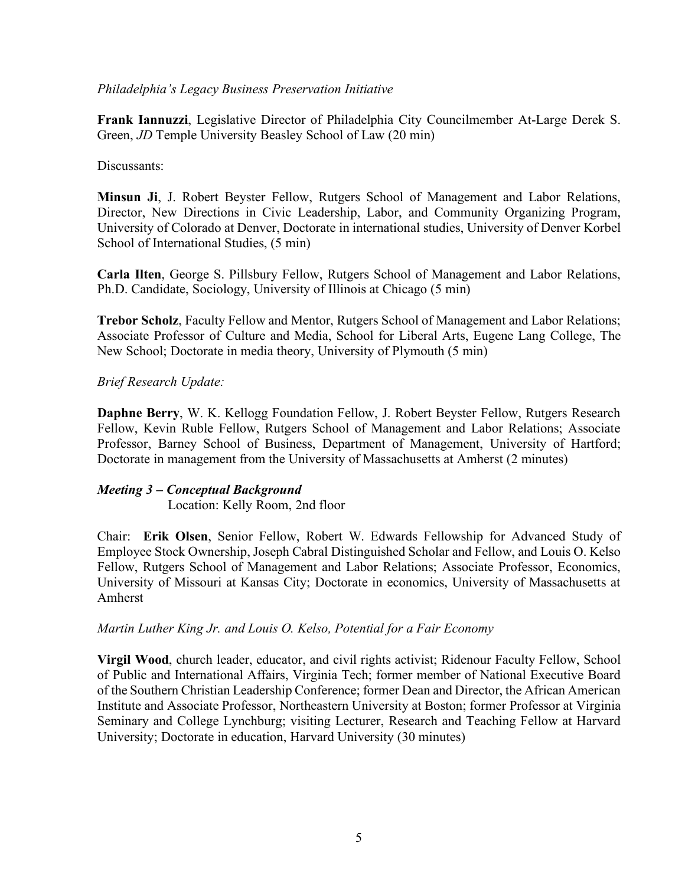*Philadelphia's Legacy Business Preservation Initiative*

**Frank Iannuzzi**, Legislative Director of Philadelphia City Councilmember At-Large Derek S. Green, *JD* Temple University Beasley School of Law (20 min)

Discussants:

**Minsun Ji**, J. Robert Beyster Fellow, Rutgers School of Management and Labor Relations, Director, New Directions in Civic Leadership, Labor, and Community Organizing Program, University of Colorado at Denver, Doctorate in international studies, University of Denver Korbel School of International Studies, (5 min)

**Carla Ilten**, George S. Pillsbury Fellow, Rutgers School of Management and Labor Relations, Ph.D. Candidate, Sociology, University of Illinois at Chicago (5 min)

**Trebor Scholz**, Faculty Fellow and Mentor, Rutgers School of Management and Labor Relations; Associate Professor of Culture and Media, School for Liberal Arts, Eugene Lang College, The New School; Doctorate in media theory, University of Plymouth (5 min)

*Brief Research Update:*

**Daphne Berry**, W. K. Kellogg Foundation Fellow, J. Robert Beyster Fellow, Rutgers Research Fellow, Kevin Ruble Fellow, Rutgers School of Management and Labor Relations; Associate Professor, Barney School of Business, Department of Management, University of Hartford; Doctorate in management from the University of Massachusetts at Amherst (2 minutes)

***Meeting 3 – Conceptual Background***

Location: Kelly Room, 2nd floor

Chair: **Erik Olsen**, Senior Fellow, Robert W. Edwards Fellowship for Advanced Study of Employee Stock Ownership, Joseph Cabral Distinguished Scholar and Fellow, and Louis O. Kelso Fellow, Rutgers School of Management and Labor Relations; Associate Professor, Economics, University of Missouri at Kansas City; Doctorate in economics, University of Massachusetts at Amherst

*Martin Luther King Jr. and Louis O. Kelso, Potential for a Fair Economy*

**Virgil Wood**, church leader, educator, and civil rights activist; Ridenour Faculty Fellow, School of Public and International Affairs, Virginia Tech; former member of National Executive Board of the Southern Christian Leadership Conference; former Dean and Director, the African American Institute and Associate Professor, Northeastern University at Boston; former Professor at Virginia Seminary and College Lynchburg; visiting Lecturer, Research and Teaching Fellow at Harvard University; Doctorate in education, Harvard University (30 minutes)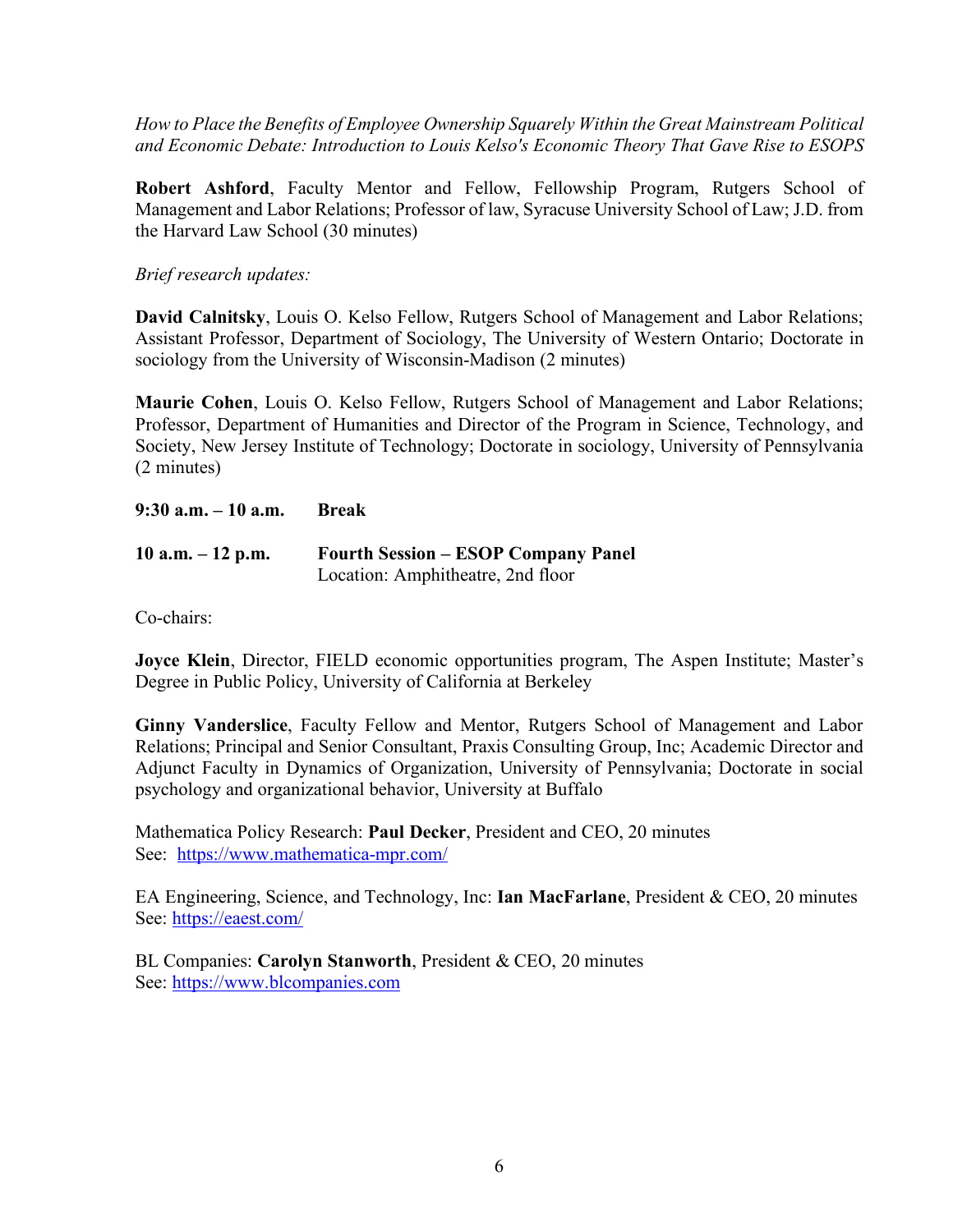*How to Place the Benefits of Employee Ownership Squarely Within the Great Mainstream Political and Economic Debate: Introduction to Louis Kelso's Economic Theory That Gave Rise to ESOPS*

**Robert Ashford**, Faculty Mentor and Fellow, Fellowship Program, Rutgers School of Management and Labor Relations; Professor of law, Syracuse University School of Law; J.D. from the Harvard Law School (30 minutes)

*Brief research updates:*

**David Calnitsky**, Louis O. Kelso Fellow, Rutgers School of Management and Labor Relations; Assistant Professor, Department of Sociology, The University of Western Ontario; Doctorate in sociology from the University of Wisconsin-Madison (2 minutes)

**Maurie Cohen**, Louis O. Kelso Fellow, Rutgers School of Management and Labor Relations; Professor, Department of Humanities and Director of the Program in Science, Technology, and Society, New Jersey Institute of Technology; Doctorate in sociology, University of Pennsylvania (2 minutes)

**9:30 a.m. – 10 a.m.** **Break**

**10 a.m. – 12 p.m.** **Fourth Session – ESOP Company Panel**
Location: Amphitheatre, 2nd floor

Co-chairs:

**Joyce Klein**, Director, FIELD economic opportunities program, The Aspen Institute; Master's Degree in Public Policy, University of California at Berkeley

**Ginny Vanderslice**, Faculty Fellow and Mentor, Rutgers School of Management and Labor Relations; Principal and Senior Consultant, Praxis Consulting Group, Inc; Academic Director and Adjunct Faculty in Dynamics of Organization, University of Pennsylvania; Doctorate in social psychology and organizational behavior, University at Buffalo

Mathematica Policy Research: **Paul Decker**, President and CEO, 20 minutes
See: https://www.mathematica-mpr.com/

EA Engineering, Science, and Technology, Inc: **Ian MacFarlane**, President & CEO, 20 minutes
See: https://eaest.com/

BL Companies: **Carolyn Stanworth**, President & CEO, 20 minutes
See: https://www.blcompanies.com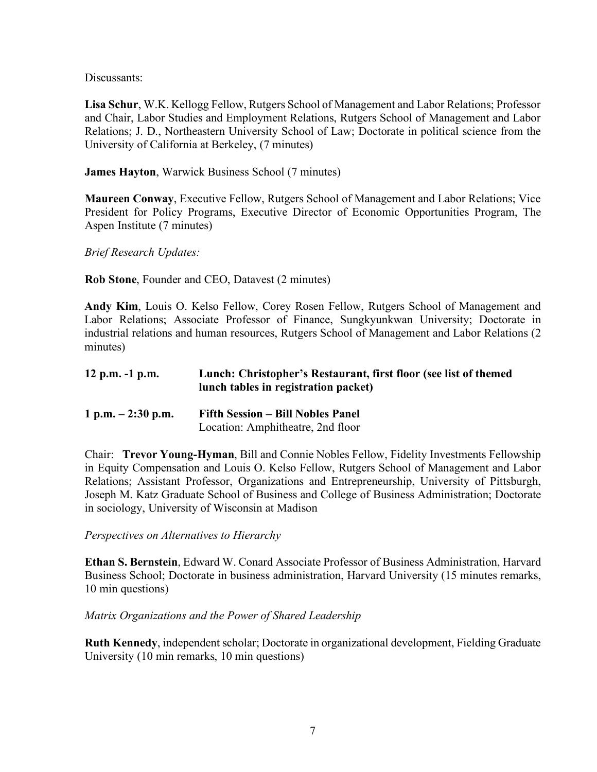Discussants:

**Lisa Schur**, W.K. Kellogg Fellow, Rutgers School of Management and Labor Relations; Professor and Chair, Labor Studies and Employment Relations, Rutgers School of Management and Labor Relations; J. D., Northeastern University School of Law; Doctorate in political science from the University of California at Berkeley, (7 minutes)

**James Hayton**, Warwick Business School (7 minutes)

**Maureen Conway**, Executive Fellow, Rutgers School of Management and Labor Relations; Vice President for Policy Programs, Executive Director of Economic Opportunities Program, The Aspen Institute (7 minutes)

*Brief Research Updates:*

**Rob Stone**, Founder and CEO, Datavest (2 minutes)

**Andy Kim**, Louis O. Kelso Fellow, Corey Rosen Fellow, Rutgers School of Management and Labor Relations; Associate Professor of Finance, Sungkyunkwan University; Doctorate in industrial relations and human resources, Rutgers School of Management and Labor Relations (2 minutes)

**12 p.m. -1 p.m.** **Lunch: Christopher's Restaurant, first floor (see list of themed lunch tables in registration packet)**

**1 p.m. – 2:30 p.m.** **Fifth Session – Bill Nobles Panel**
Location: Amphitheatre, 2nd floor

Chair: **Trevor Young-Hyman**, Bill and Connie Nobles Fellow, Fidelity Investments Fellowship in Equity Compensation and Louis O. Kelso Fellow, Rutgers School of Management and Labor Relations; Assistant Professor, Organizations and Entrepreneurship, University of Pittsburgh, Joseph M. Katz Graduate School of Business and College of Business Administration; Doctorate in sociology, University of Wisconsin at Madison

*Perspectives on Alternatives to Hierarchy*

**Ethan S. Bernstein**, Edward W. Conard Associate Professor of Business Administration, Harvard Business School; Doctorate in business administration, Harvard University (15 minutes remarks, 10 min questions)

*Matrix Organizations and the Power of Shared Leadership*

**Ruth Kennedy**, independent scholar; Doctorate in organizational development, Fielding Graduate University (10 min remarks, 10 min questions)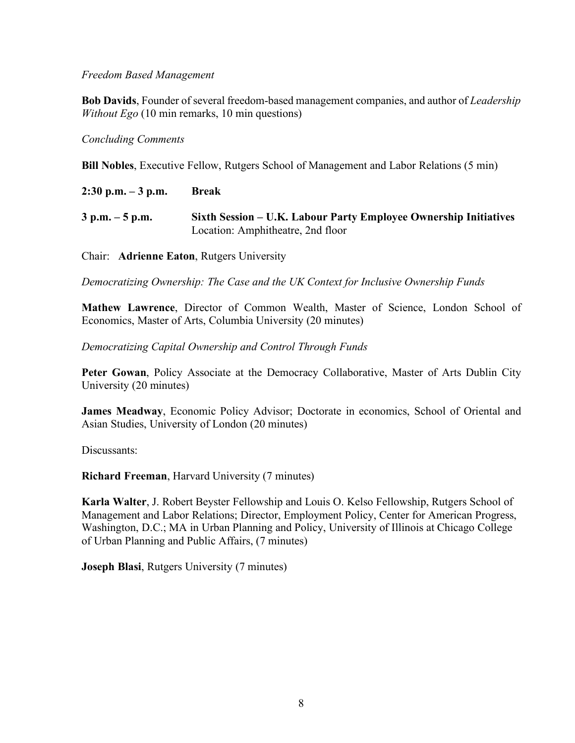*Freedom Based Management*

**Bob Davids**, Founder of several freedom-based management companies, and author of *Leadership Without Ego* (10 min remarks, 10 min questions)

*Concluding Comments*

**Bill Nobles**, Executive Fellow, Rutgers School of Management and Labor Relations (5 min)

**2:30 p.m. – 3 p.m.** **Break**

**3 p.m. – 5 p.m.** **Sixth Session – U.K. Labour Party Employee Ownership Initiatives**
Location: Amphitheatre, 2nd floor

Chair: **Adrienne Eaton**, Rutgers University

*Democratizing Ownership: The Case and the UK Context for Inclusive Ownership Funds*

**Mathew Lawrence**, Director of Common Wealth, Master of Science, London School of Economics, Master of Arts, Columbia University (20 minutes)

*Democratizing Capital Ownership and Control Through Funds*

**Peter Gowan**, Policy Associate at the Democracy Collaborative, Master of Arts Dublin City University (20 minutes)

**James Meadway**, Economic Policy Advisor; Doctorate in economics, School of Oriental and Asian Studies, University of London (20 minutes)

Discussants:

**Richard Freeman**, Harvard University (7 minutes)

**Karla Walter**, J. Robert Beyster Fellowship and Louis O. Kelso Fellowship, Rutgers School of Management and Labor Relations; Director, Employment Policy, Center for American Progress, Washington, D.C.; MA in Urban Planning and Policy, University of Illinois at Chicago College of Urban Planning and Public Affairs, (7 minutes)

**Joseph Blasi**, Rutgers University (7 minutes)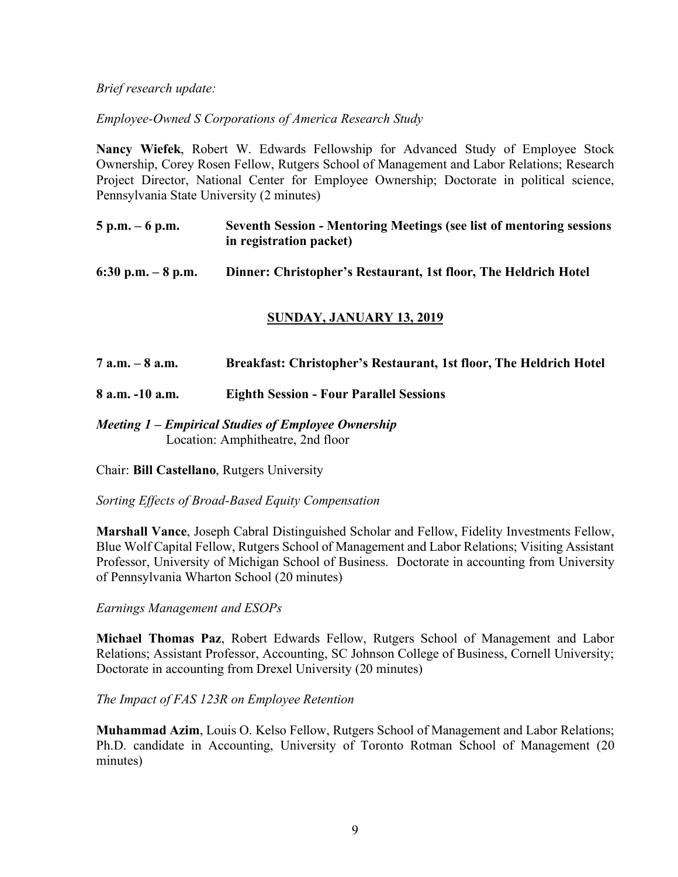*Brief research update:*

*Employee-Owned S Corporations of America Research Study*

**Nancy Wiefek**, Robert W. Edwards Fellowship for Advanced Study of Employee Stock Ownership, Corey Rosen Fellow, Rutgers School of Management and Labor Relations; Research Project Director, National Center for Employee Ownership; Doctorate in political science, Pennsylvania State University (2 minutes)

**5 p.m. – 6 p.m. Seventh Session - Mentoring Meetings (see list of mentoring sessions in registration packet)**

**6:30 p.m. – 8 p.m. Dinner: Christopher's Restaurant, 1st floor, The Heldrich Hotel**

## SUNDAY, JANUARY 13, 2019

**7 a.m. – 8 a.m. Breakfast: Christopher's Restaurant, 1st floor, The Heldrich Hotel**

**8 a.m. -10 a.m. Eighth Session - Four Parallel Sessions**

***Meeting 1 – Empirical Studies of Employee Ownership***
Location: Amphitheatre, 2nd floor

Chair: **Bill Castellano**, Rutgers University

*Sorting Effects of Broad-Based Equity Compensation*

**Marshall Vance**, Joseph Cabral Distinguished Scholar and Fellow, Fidelity Investments Fellow, Blue Wolf Capital Fellow, Rutgers School of Management and Labor Relations; Visiting Assistant Professor, University of Michigan School of Business. Doctorate in accounting from University of Pennsylvania Wharton School (20 minutes)

*Earnings Management and ESOPs*

**Michael Thomas Paz**, Robert Edwards Fellow, Rutgers School of Management and Labor Relations; Assistant Professor, Accounting, SC Johnson College of Business, Cornell University; Doctorate in accounting from Drexel University (20 minutes)

*The Impact of FAS 123R on Employee Retention*

**Muhammad Azim**, Louis O. Kelso Fellow, Rutgers School of Management and Labor Relations; Ph.D. candidate in Accounting, University of Toronto Rotman School of Management (20 minutes)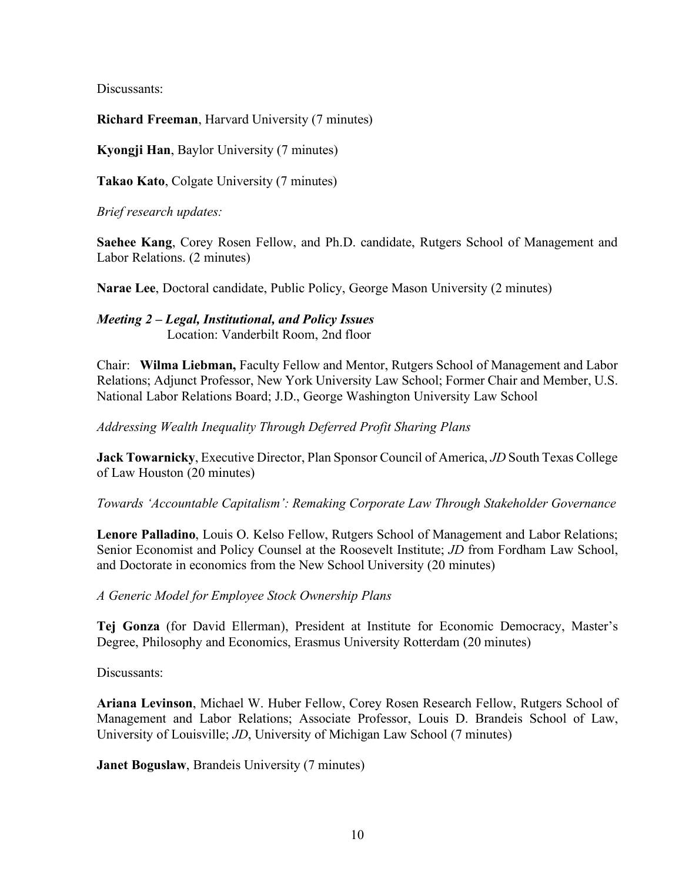Discussants:

**Richard Freeman**, Harvard University (7 minutes)

**Kyongji Han**, Baylor University (7 minutes)

**Takao Kato**, Colgate University (7 minutes)

*Brief research updates:*

**Saehee Kang**, Corey Rosen Fellow, and Ph.D. candidate, Rutgers School of Management and Labor Relations. (2 minutes)

**Narae Lee**, Doctoral candidate, Public Policy, George Mason University (2 minutes)

***Meeting 2 – Legal, Institutional, and Policy Issues***
Location: Vanderbilt Room, 2nd floor

Chair: **Wilma Liebman,** Faculty Fellow and Mentor, Rutgers School of Management and Labor Relations; Adjunct Professor, New York University Law School; Former Chair and Member, U.S. National Labor Relations Board; J.D., George Washington University Law School

*Addressing Wealth Inequality Through Deferred Profit Sharing Plans*

**Jack Towarnicky**, Executive Director, Plan Sponsor Council of America, *JD* South Texas College of Law Houston (20 minutes)

*Towards 'Accountable Capitalism': Remaking Corporate Law Through Stakeholder Governance*

**Lenore Palladino**, Louis O. Kelso Fellow, Rutgers School of Management and Labor Relations; Senior Economist and Policy Counsel at the Roosevelt Institute; *JD* from Fordham Law School, and Doctorate in economics from the New School University (20 minutes)

*A Generic Model for Employee Stock Ownership Plans*

**Tej Gonza** (for David Ellerman), President at Institute for Economic Democracy, Master's Degree, Philosophy and Economics, Erasmus University Rotterdam (20 minutes)

Discussants:

**Ariana Levinson**, Michael W. Huber Fellow, Corey Rosen Research Fellow, Rutgers School of Management and Labor Relations; Associate Professor, Louis D. Brandeis School of Law, University of Louisville; *JD*, University of Michigan Law School (7 minutes)

**Janet Boguslaw**, Brandeis University (7 minutes)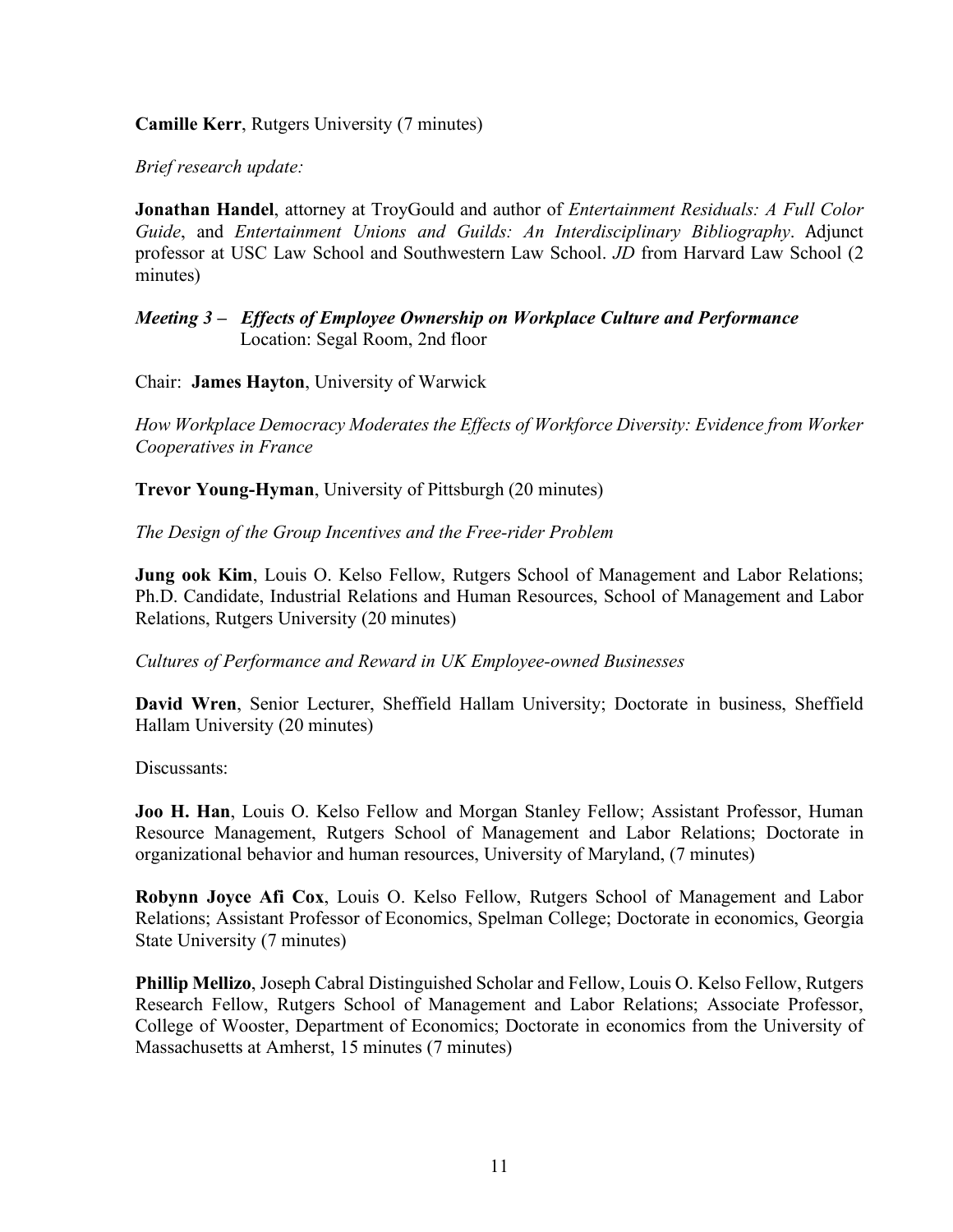**Camille Kerr**, Rutgers University (7 minutes)

*Brief research update:*

**Jonathan Handel**, attorney at TroyGould and author of *Entertainment Residuals: A Full Color Guide*, and *Entertainment Unions and Guilds: An Interdisciplinary Bibliography*. Adjunct professor at USC Law School and Southwestern Law School. *JD* from Harvard Law School (2 minutes)

***Meeting 3 – Effects of Employee Ownership on Workplace Culture and Performance***
Location: Segal Room, 2nd floor

Chair: **James Hayton**, University of Warwick

*How Workplace Democracy Moderates the Effects of Workforce Diversity: Evidence from Worker Cooperatives in France*

**Trevor Young-Hyman**, University of Pittsburgh (20 minutes)

*The Design of the Group Incentives and the Free-rider Problem*

**Jung ook Kim**, Louis O. Kelso Fellow, Rutgers School of Management and Labor Relations; Ph.D. Candidate, Industrial Relations and Human Resources, School of Management and Labor Relations, Rutgers University (20 minutes)

*Cultures of Performance and Reward in UK Employee-owned Businesses*

**David Wren**, Senior Lecturer, Sheffield Hallam University; Doctorate in business, Sheffield Hallam University (20 minutes)

Discussants:

**Joo H. Han**, Louis O. Kelso Fellow and Morgan Stanley Fellow; Assistant Professor, Human Resource Management, Rutgers School of Management and Labor Relations; Doctorate in organizational behavior and human resources, University of Maryland, (7 minutes)

**Robynn Joyce Afi Cox**, Louis O. Kelso Fellow, Rutgers School of Management and Labor Relations; Assistant Professor of Economics, Spelman College; Doctorate in economics, Georgia State University (7 minutes)

**Phillip Mellizo**, Joseph Cabral Distinguished Scholar and Fellow, Louis O. Kelso Fellow, Rutgers Research Fellow, Rutgers School of Management and Labor Relations; Associate Professor, College of Wooster, Department of Economics; Doctorate in economics from the University of Massachusetts at Amherst, 15 minutes (7 minutes)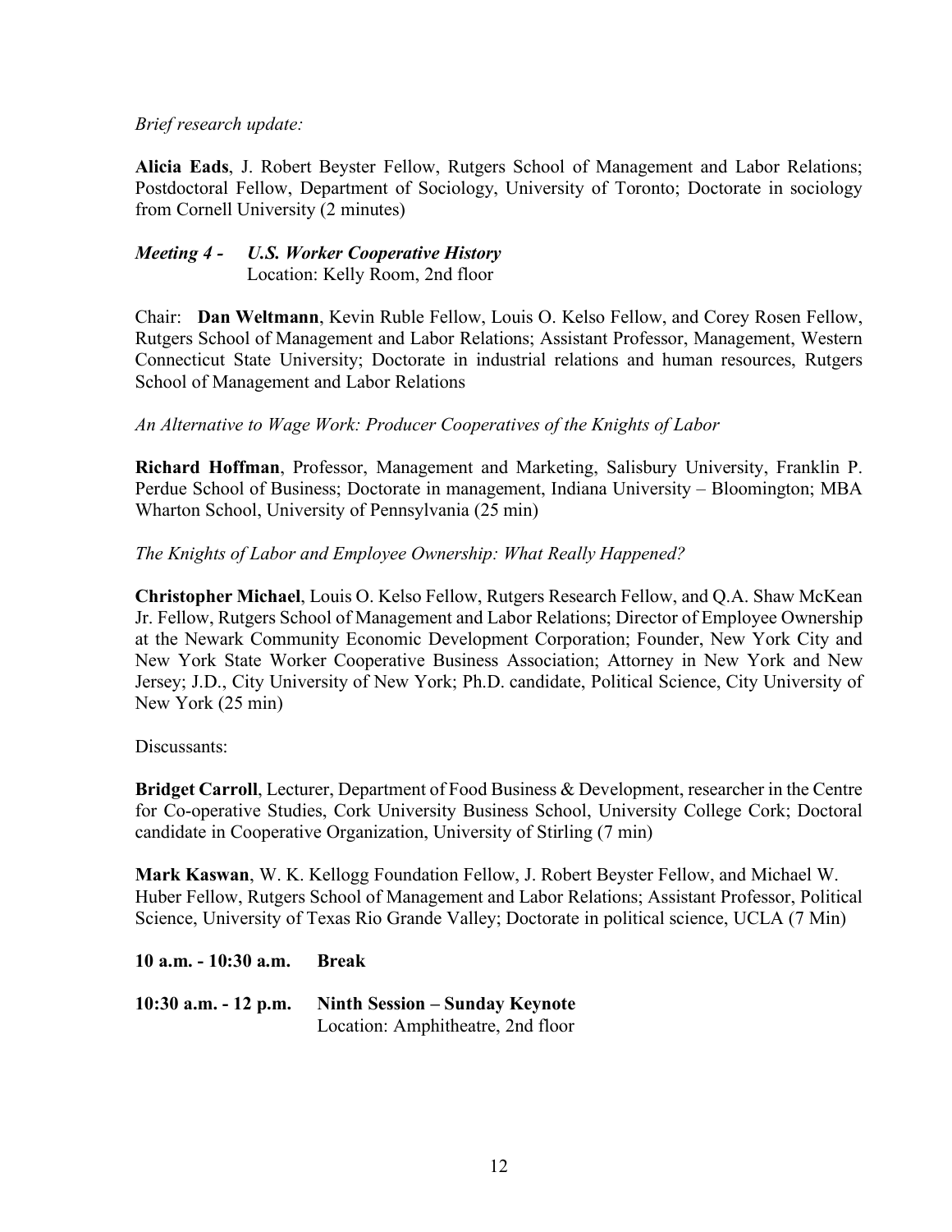*Brief research update:*

**Alicia Eads**, J. Robert Beyster Fellow, Rutgers School of Management and Labor Relations; Postdoctoral Fellow, Department of Sociology, University of Toronto; Doctorate in sociology from Cornell University (2 minutes)

***Meeting 4 - U.S. Worker Cooperative History***
Location: Kelly Room, 2nd floor

Chair: **Dan Weltmann**, Kevin Ruble Fellow, Louis O. Kelso Fellow, and Corey Rosen Fellow, Rutgers School of Management and Labor Relations; Assistant Professor, Management, Western Connecticut State University; Doctorate in industrial relations and human resources, Rutgers School of Management and Labor Relations

*An Alternative to Wage Work: Producer Cooperatives of the Knights of Labor*

**Richard Hoffman**, Professor, Management and Marketing, Salisbury University, Franklin P. Perdue School of Business; Doctorate in management, Indiana University – Bloomington; MBA Wharton School, University of Pennsylvania (25 min)

*The Knights of Labor and Employee Ownership: What Really Happened?*

**Christopher Michael**, Louis O. Kelso Fellow, Rutgers Research Fellow, and Q.A. Shaw McKean Jr. Fellow, Rutgers School of Management and Labor Relations; Director of Employee Ownership at the Newark Community Economic Development Corporation; Founder, New York City and New York State Worker Cooperative Business Association; Attorney in New York and New Jersey; J.D., City University of New York; Ph.D. candidate, Political Science, City University of New York (25 min)

Discussants:

**Bridget Carroll**, Lecturer, Department of Food Business & Development, researcher in the Centre for Co-operative Studies, Cork University Business School, University College Cork; Doctoral candidate in Cooperative Organization, University of Stirling (7 min)

**Mark Kaswan**, W. K. Kellogg Foundation Fellow, J. Robert Beyster Fellow, and Michael W. Huber Fellow, Rutgers School of Management and Labor Relations; Assistant Professor, Political Science, University of Texas Rio Grande Valley; Doctorate in political science, UCLA (7 Min)

**10 a.m. - 10:30 a.m.** **Break**

**10:30 a.m. - 12 p.m.** **Ninth Session – Sunday Keynote**
Location: Amphitheatre, 2nd floor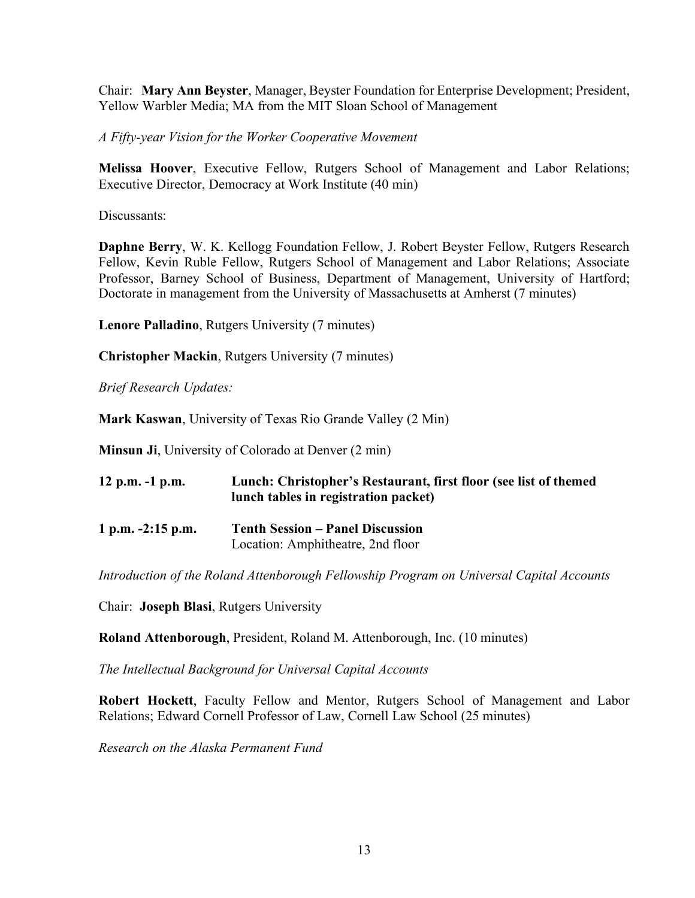Chair: **Mary Ann Beyster**, Manager, Beyster Foundation for Enterprise Development; President, Yellow Warbler Media; MA from the MIT Sloan School of Management

*A Fifty-year Vision for the Worker Cooperative Movement*

**Melissa Hoover**, Executive Fellow, Rutgers School of Management and Labor Relations; Executive Director, Democracy at Work Institute (40 min)

Discussants:

**Daphne Berry**, W. K. Kellogg Foundation Fellow, J. Robert Beyster Fellow, Rutgers Research Fellow, Kevin Ruble Fellow, Rutgers School of Management and Labor Relations; Associate Professor, Barney School of Business, Department of Management, University of Hartford; Doctorate in management from the University of Massachusetts at Amherst (7 minutes)

**Lenore Palladino**, Rutgers University (7 minutes)

**Christopher Mackin**, Rutgers University (7 minutes)

*Brief Research Updates:*

**Mark Kaswan**, University of Texas Rio Grande Valley (2 Min)

**Minsun Ji**, University of Colorado at Denver (2 min)

**12 p.m. -1 p.m.** **Lunch: Christopher's Restaurant, first floor (see list of themed lunch tables in registration packet)**

**1 p.m. -2:15 p.m.** **Tenth Session – Panel Discussion**
Location: Amphitheatre, 2nd floor

*Introduction of the Roland Attenborough Fellowship Program on Universal Capital Accounts*

Chair: **Joseph Blasi**, Rutgers University

**Roland Attenborough**, President, Roland M. Attenborough, Inc. (10 minutes)

*The Intellectual Background for Universal Capital Accounts*

**Robert Hockett**, Faculty Fellow and Mentor, Rutgers School of Management and Labor Relations; Edward Cornell Professor of Law, Cornell Law School (25 minutes)

*Research on the Alaska Permanent Fund*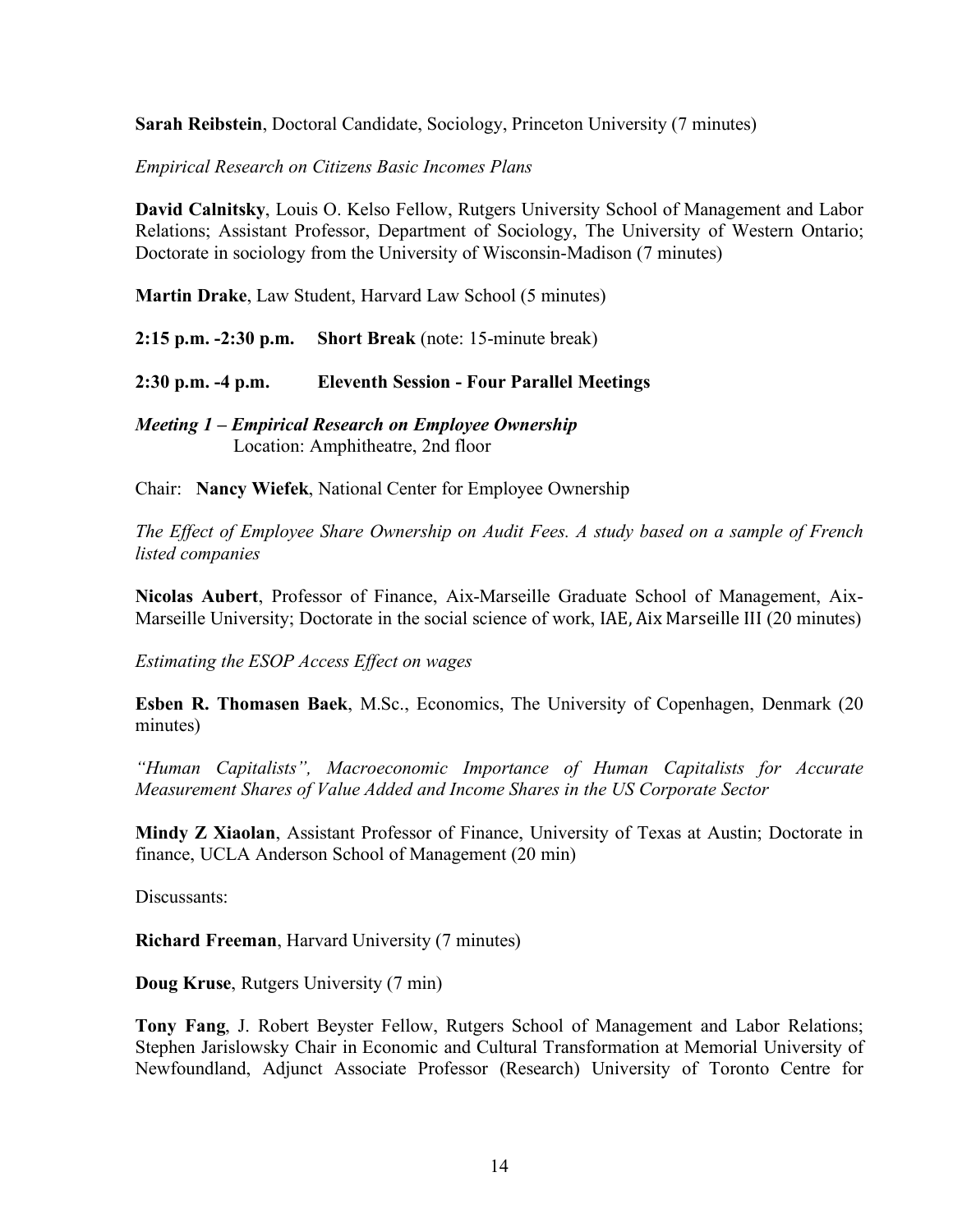**Sarah Reibstein**, Doctoral Candidate, Sociology, Princeton University (7 minutes)

*Empirical Research on Citizens Basic Incomes Plans*

**David Calnitsky**, Louis O. Kelso Fellow, Rutgers University School of Management and Labor Relations; Assistant Professor, Department of Sociology, The University of Western Ontario; Doctorate in sociology from the University of Wisconsin-Madison (7 minutes)

**Martin Drake**, Law Student, Harvard Law School (5 minutes)

**2:15 p.m. -2:30 p.m.** **Short Break** (note: 15-minute break)

**2:30 p.m. -4 p.m.** **Eleventh Session - Four Parallel Meetings**

***Meeting 1 – Empirical Research on Employee Ownership***
Location: Amphitheatre, 2nd floor

Chair: **Nancy Wiefek**, National Center for Employee Ownership

*The Effect of Employee Share Ownership on Audit Fees. A study based on a sample of French listed companies*

**Nicolas Aubert**, Professor of Finance, Aix-Marseille Graduate School of Management, Aix-Marseille University; Doctorate in the social science of work, IAE, Aix Marseille III (20 minutes)

*Estimating the ESOP Access Effect on wages*

**Esben R. Thomasen Baek**, M.Sc., Economics, The University of Copenhagen, Denmark (20 minutes)

*"Human Capitalists", Macroeconomic Importance of Human Capitalists for Accurate Measurement Shares of Value Added and Income Shares in the US Corporate Sector*

**Mindy Z Xiaolan**, Assistant Professor of Finance, University of Texas at Austin; Doctorate in finance, UCLA Anderson School of Management (20 min)

Discussants:

**Richard Freeman**, Harvard University (7 minutes)

**Doug Kruse**, Rutgers University (7 min)

**Tony Fang**, J. Robert Beyster Fellow, Rutgers School of Management and Labor Relations; Stephen Jarislowsky Chair in Economic and Cultural Transformation at Memorial University of Newfoundland, Adjunct Associate Professor (Research) University of Toronto Centre for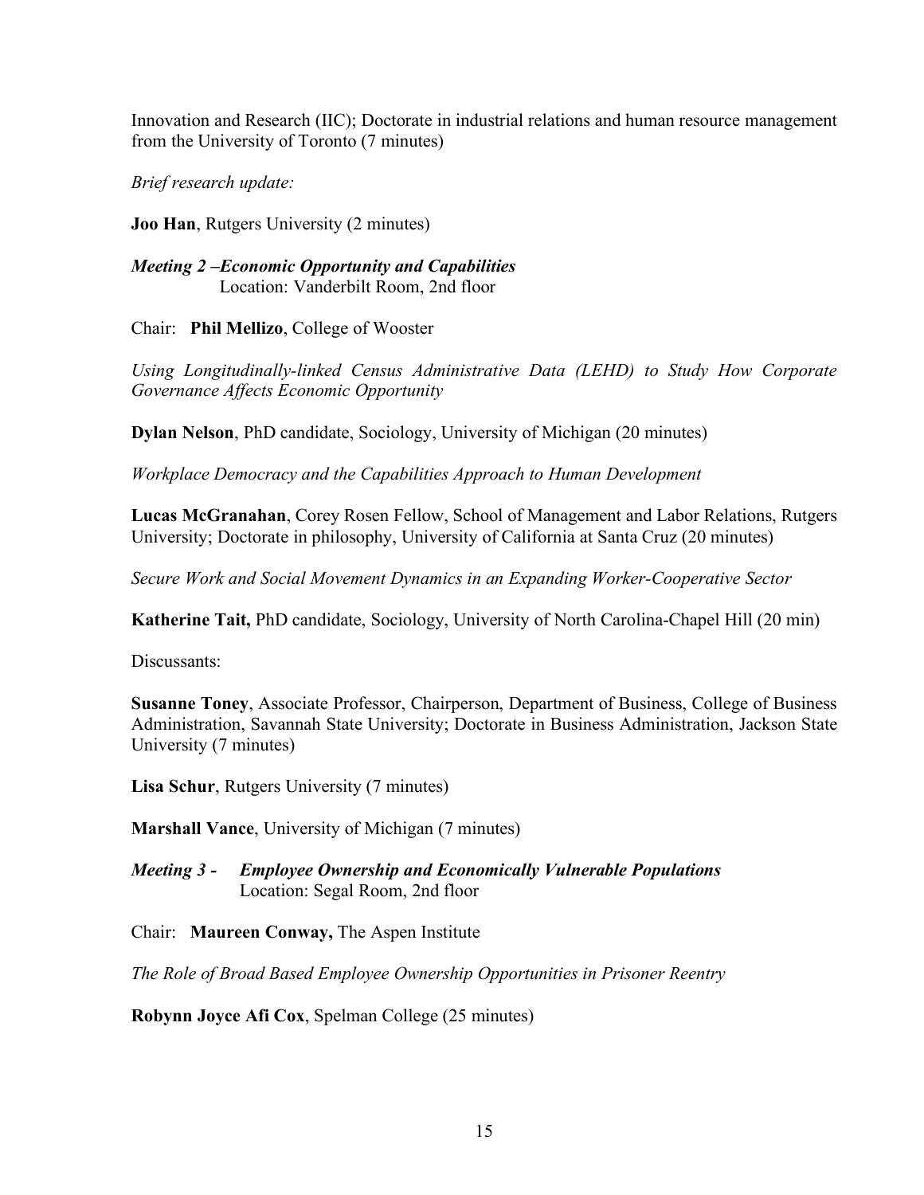Innovation and Research (IIC); Doctorate in industrial relations and human resource management from the University of Toronto (7 minutes)

*Brief research update:*

**Joo Han**, Rutgers University (2 minutes)

***Meeting 2 –Economic Opportunity and Capabilities***
Location: Vanderbilt Room, 2nd floor

Chair: **Phil Mellizo**, College of Wooster

*Using Longitudinally-linked Census Administrative Data (LEHD) to Study How Corporate Governance Affects Economic Opportunity*

**Dylan Nelson**, PhD candidate, Sociology, University of Michigan (20 minutes)

*Workplace Democracy and the Capabilities Approach to Human Development*

**Lucas McGranahan**, Corey Rosen Fellow, School of Management and Labor Relations, Rutgers University; Doctorate in philosophy, University of California at Santa Cruz (20 minutes)

*Secure Work and Social Movement Dynamics in an Expanding Worker-Cooperative Sector*

**Katherine Tait,** PhD candidate, Sociology, University of North Carolina-Chapel Hill (20 min)

Discussants:

**Susanne Toney**, Associate Professor, Chairperson, Department of Business, College of Business Administration, Savannah State University; Doctorate in Business Administration, Jackson State University (7 minutes)

**Lisa Schur**, Rutgers University (7 minutes)

**Marshall Vance**, University of Michigan (7 minutes)

***Meeting 3 - Employee Ownership and Economically Vulnerable Populations***
Location: Segal Room, 2nd floor

Chair: **Maureen Conway,** The Aspen Institute

*The Role of Broad Based Employee Ownership Opportunities in Prisoner Reentry*

**Robynn Joyce Afi Cox**, Spelman College (25 minutes)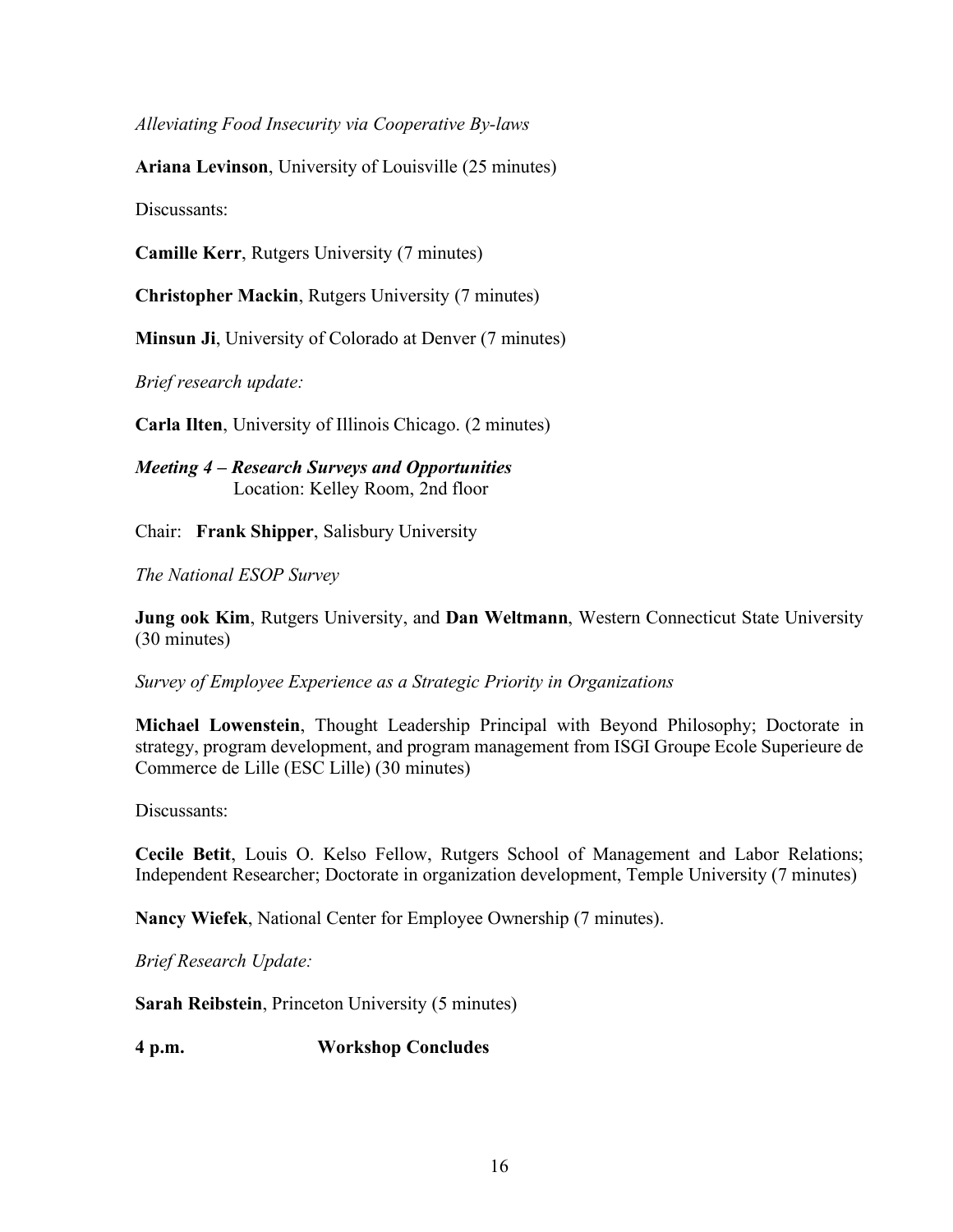*Alleviating Food Insecurity via Cooperative By-laws*

**Ariana Levinson**, University of Louisville (25 minutes)

Discussants:

**Camille Kerr**, Rutgers University (7 minutes)

**Christopher Mackin**, Rutgers University (7 minutes)

**Minsun Ji**, University of Colorado at Denver (7 minutes)

*Brief research update:*

**Carla Ilten**, University of Illinois Chicago. (2 minutes)

***Meeting 4 – Research Surveys and Opportunities***
Location: Kelley Room, 2nd floor

Chair: **Frank Shipper**, Salisbury University

*The National ESOP Survey*

**Jung ook Kim**, Rutgers University, and **Dan Weltmann**, Western Connecticut State University (30 minutes)

*Survey of Employee Experience as a Strategic Priority in Organizations*

**Michael Lowenstein**, Thought Leadership Principal with Beyond Philosophy; Doctorate in strategy, program development, and program management from ISGI Groupe Ecole Superieure de Commerce de Lille (ESC Lille) (30 minutes)

Discussants:

**Cecile Betit**, Louis O. Kelso Fellow, Rutgers School of Management and Labor Relations; Independent Researcher; Doctorate in organization development, Temple University (7 minutes)

**Nancy Wiefek**, National Center for Employee Ownership (7 minutes).

*Brief Research Update:*

**Sarah Reibstein**, Princeton University (5 minutes)

**4 p.m. Workshop Concludes**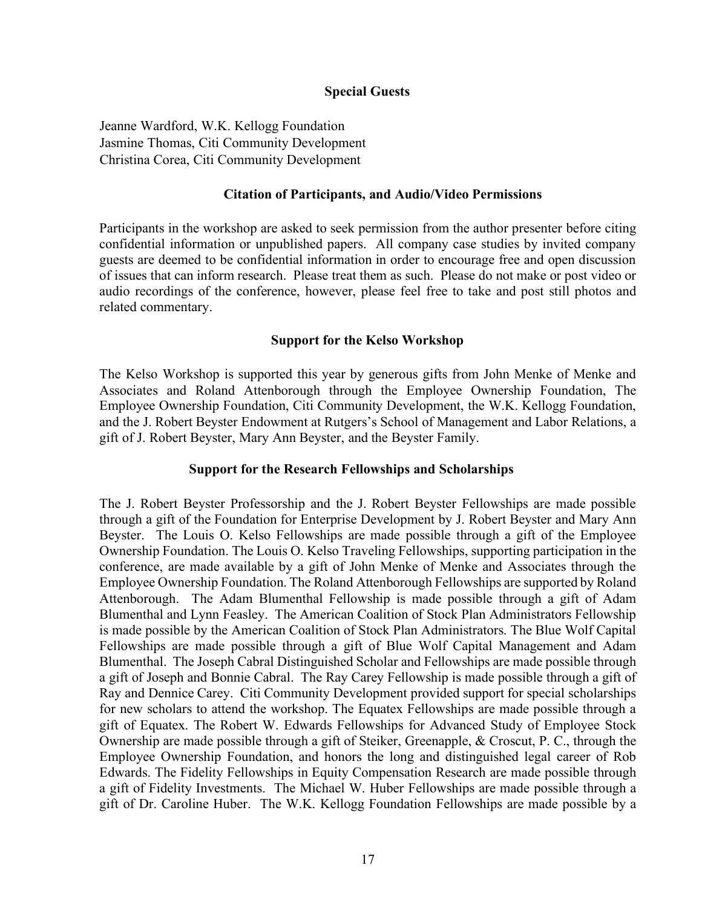## Special Guests

Jeanne Wardford, W.K. Kellogg Foundation  
Jasmine Thomas, Citi Community Development  
Christina Corea, Citi Community Development

## Citation of Participants, and Audio/Video Permissions

Participants in the workshop are asked to seek permission from the author presenter before citing confidential information or unpublished papers. All company case studies by invited company guests are deemed to be confidential information in order to encourage free and open discussion of issues that can inform research. Please treat them as such. Please do not make or post video or audio recordings of the conference, however, please feel free to take and post still photos and related commentary.

## Support for the Kelso Workshop

The Kelso Workshop is supported this year by generous gifts from John Menke of Menke and Associates and Roland Attenborough through the Employee Ownership Foundation, The Employee Ownership Foundation, Citi Community Development, the W.K. Kellogg Foundation, and the J. Robert Beyster Endowment at Rutgers's School of Management and Labor Relations, a gift of J. Robert Beyster, Mary Ann Beyster, and the Beyster Family.

## Support for the Research Fellowships and Scholarships

The J. Robert Beyster Professorship and the J. Robert Beyster Fellowships are made possible through a gift of the Foundation for Enterprise Development by J. Robert Beyster and Mary Ann Beyster. The Louis O. Kelso Fellowships are made possible through a gift of the Employee Ownership Foundation. The Louis O. Kelso Traveling Fellowships, supporting participation in the conference, are made available by a gift of John Menke of Menke and Associates through the Employee Ownership Foundation. The Roland Attenborough Fellowships are supported by Roland Attenborough. The Adam Blumenthal Fellowship is made possible through a gift of Adam Blumenthal and Lynn Feasley. The American Coalition of Stock Plan Administrators Fellowship is made possible by the American Coalition of Stock Plan Administrators. The Blue Wolf Capital Fellowships are made possible through a gift of Blue Wolf Capital Management and Adam Blumenthal. The Joseph Cabral Distinguished Scholar and Fellowships are made possible through a gift of Joseph and Bonnie Cabral. The Ray Carey Fellowship is made possible through a gift of Ray and Dennice Carey. Citi Community Development provided support for special scholarships for new scholars to attend the workshop. The Equatex Fellowships are made possible through a gift of Equatex. The Robert W. Edwards Fellowships for Advanced Study of Employee Stock Ownership are made possible through a gift of Steiker, Greenapple, & Croscut, P. C., through the Employee Ownership Foundation, and honors the long and distinguished legal career of Rob Edwards. The Fidelity Fellowships in Equity Compensation Research are made possible through a gift of Fidelity Investments. The Michael W. Huber Fellowships are made possible through a gift of Dr. Caroline Huber. The W.K. Kellogg Foundation Fellowships are made possible by a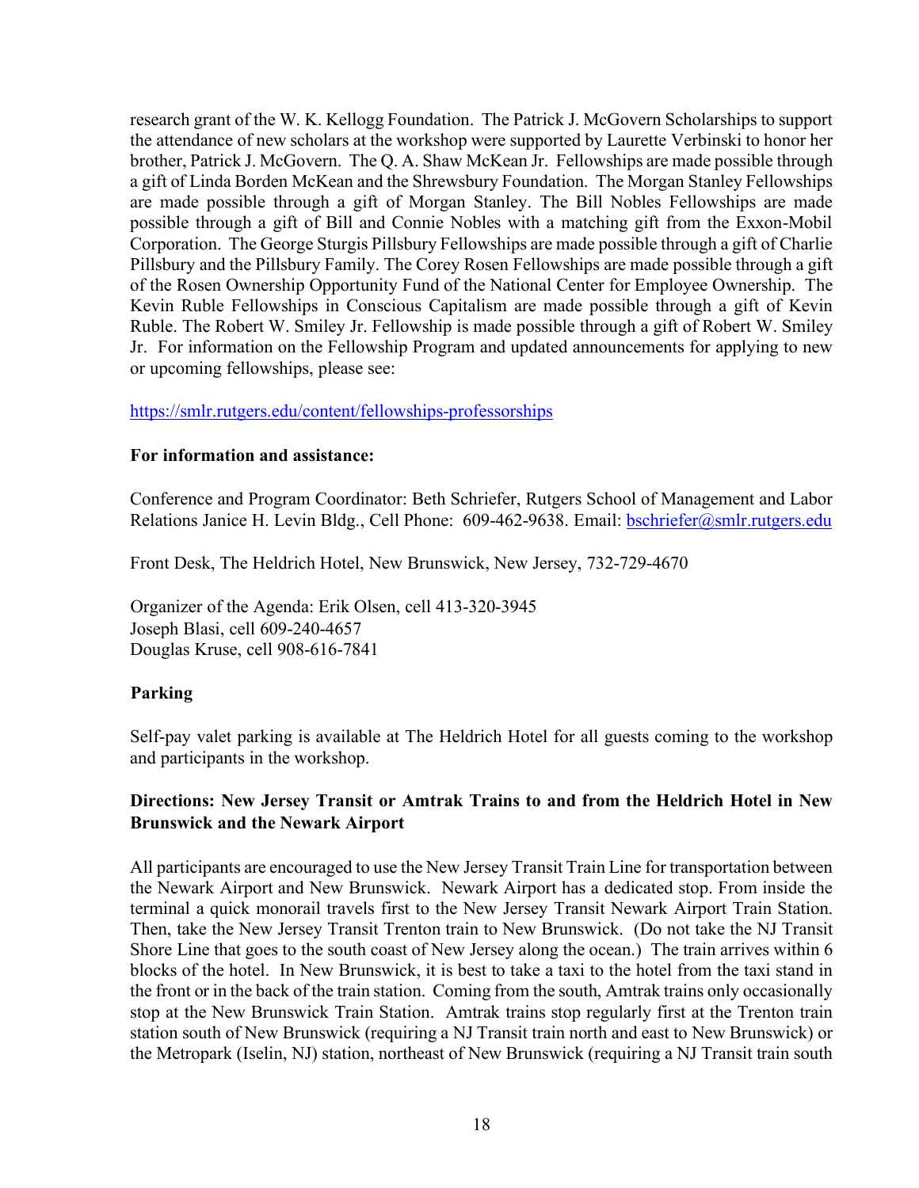research grant of the W. K. Kellogg Foundation. The Patrick J. McGovern Scholarships to support the attendance of new scholars at the workshop were supported by Laurette Verbinski to honor her brother, Patrick J. McGovern. The Q. A. Shaw McKean Jr. Fellowships are made possible through a gift of Linda Borden McKean and the Shrewsbury Foundation. The Morgan Stanley Fellowships are made possible through a gift of Morgan Stanley. The Bill Nobles Fellowships are made possible through a gift of Bill and Connie Nobles with a matching gift from the Exxon-Mobil Corporation. The George Sturgis Pillsbury Fellowships are made possible through a gift of Charlie Pillsbury and the Pillsbury Family. The Corey Rosen Fellowships are made possible through a gift of the Rosen Ownership Opportunity Fund of the National Center for Employee Ownership. The Kevin Ruble Fellowships in Conscious Capitalism are made possible through a gift of Kevin Ruble. The Robert W. Smiley Jr. Fellowship is made possible through a gift of Robert W. Smiley Jr. For information on the Fellowship Program and updated announcements for applying to new or upcoming fellowships, please see:

https://smlr.rutgers.edu/content/fellowships-professorships

**For information and assistance:**

Conference and Program Coordinator: Beth Schriefer, Rutgers School of Management and Labor Relations Janice H. Levin Bldg., Cell Phone: 609-462-9638. Email: bschriefer@smlr.rutgers.edu

Front Desk, The Heldrich Hotel, New Brunswick, New Jersey, 732-729-4670

Organizer of the Agenda: Erik Olsen, cell 413-320-3945
Joseph Blasi, cell 609-240-4657
Douglas Kruse, cell 908-616-7841

**Parking**

Self-pay valet parking is available at The Heldrich Hotel for all guests coming to the workshop and participants in the workshop.

**Directions: New Jersey Transit or Amtrak Trains to and from the Heldrich Hotel in New Brunswick and the Newark Airport**

All participants are encouraged to use the New Jersey Transit Train Line for transportation between the Newark Airport and New Brunswick. Newark Airport has a dedicated stop. From inside the terminal a quick monorail travels first to the New Jersey Transit Newark Airport Train Station. Then, take the New Jersey Transit Trenton train to New Brunswick. (Do not take the NJ Transit Shore Line that goes to the south coast of New Jersey along the ocean.) The train arrives within 6 blocks of the hotel. In New Brunswick, it is best to take a taxi to the hotel from the taxi stand in the front or in the back of the train station. Coming from the south, Amtrak trains only occasionally stop at the New Brunswick Train Station. Amtrak trains stop regularly first at the Trenton train station south of New Brunswick (requiring a NJ Transit train north and east to New Brunswick) or the Metropark (Iselin, NJ) station, northeast of New Brunswick (requiring a NJ Transit train south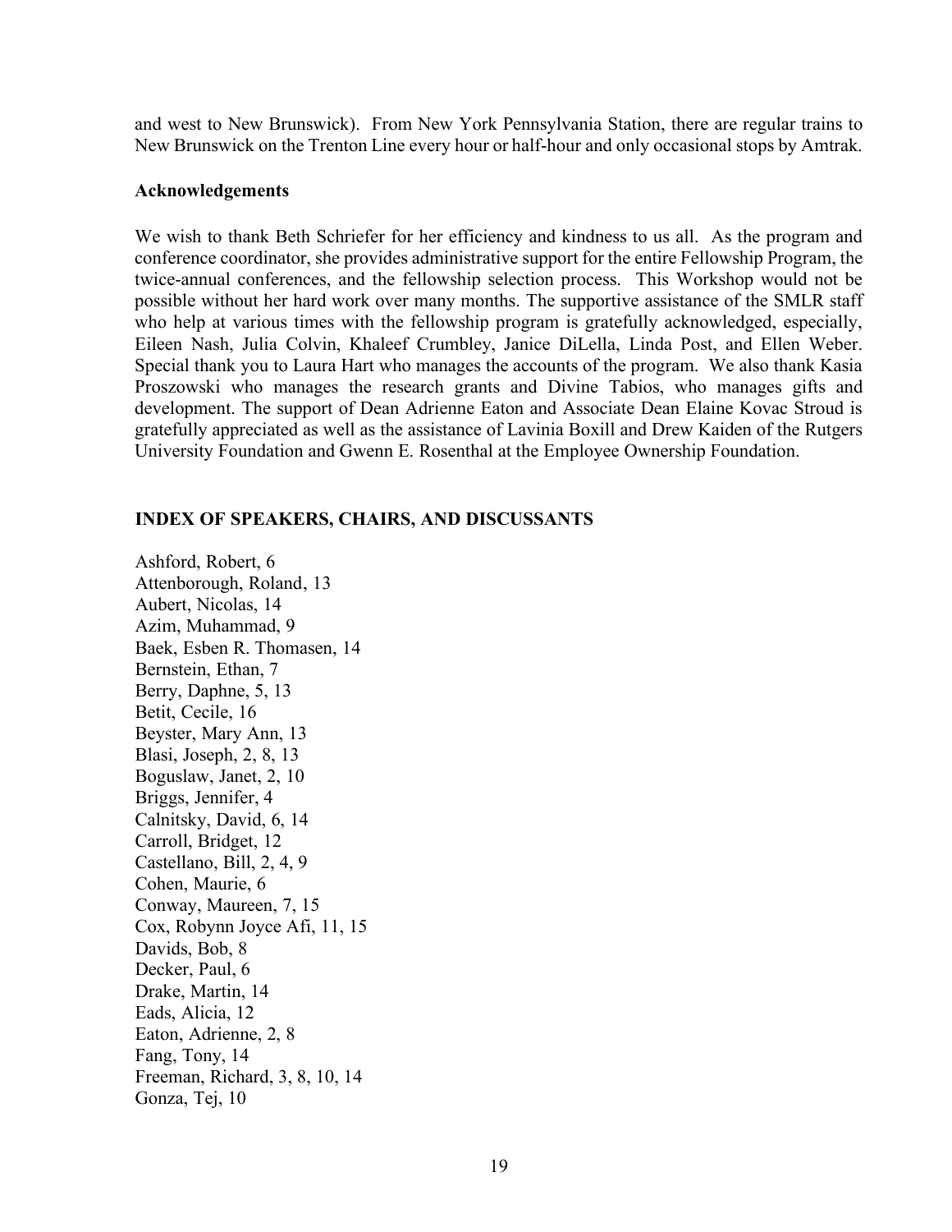and west to New Brunswick). From New York Pennsylvania Station, there are regular trains to New Brunswick on the Trenton Line every hour or half-hour and only occasional stops by Amtrak.

**Acknowledgements**

We wish to thank Beth Schriefer for her efficiency and kindness to us all. As the program and conference coordinator, she provides administrative support for the entire Fellowship Program, the twice-annual conferences, and the fellowship selection process. This Workshop would not be possible without her hard work over many months. The supportive assistance of the SMLR staff who help at various times with the fellowship program is gratefully acknowledged, especially, Eileen Nash, Julia Colvin, Khaleef Crumbley, Janice DiLella, Linda Post, and Ellen Weber. Special thank you to Laura Hart who manages the accounts of the program. We also thank Kasia Proszowski who manages the research grants and Divine Tabios, who manages gifts and development. The support of Dean Adrienne Eaton and Associate Dean Elaine Kovac Stroud is gratefully appreciated as well as the assistance of Lavinia Boxill and Drew Kaiden of the Rutgers University Foundation and Gwenn E. Rosenthal at the Employee Ownership Foundation.

## INDEX OF SPEAKERS, CHAIRS, AND DISCUSSANTS

Ashford, Robert, 6
Attenborough, Roland, 13
Aubert, Nicolas, 14
Azim, Muhammad, 9
Baek, Esben R. Thomasen, 14
Bernstein, Ethan, 7
Berry, Daphne, 5, 13
Betit, Cecile, 16
Beyster, Mary Ann, 13
Blasi, Joseph, 2, 8, 13
Boguslaw, Janet, 2, 10
Briggs, Jennifer, 4
Calnitsky, David, 6, 14
Carroll, Bridget, 12
Castellano, Bill, 2, 4, 9
Cohen, Maurie, 6
Conway, Maureen, 7, 15
Cox, Robynn Joyce Afi, 11, 15
Davids, Bob, 8
Decker, Paul, 6
Drake, Martin, 14
Eads, Alicia, 12
Eaton, Adrienne, 2, 8
Fang, Tony, 14
Freeman, Richard, 3, 8, 10, 14
Gonza, Tej, 10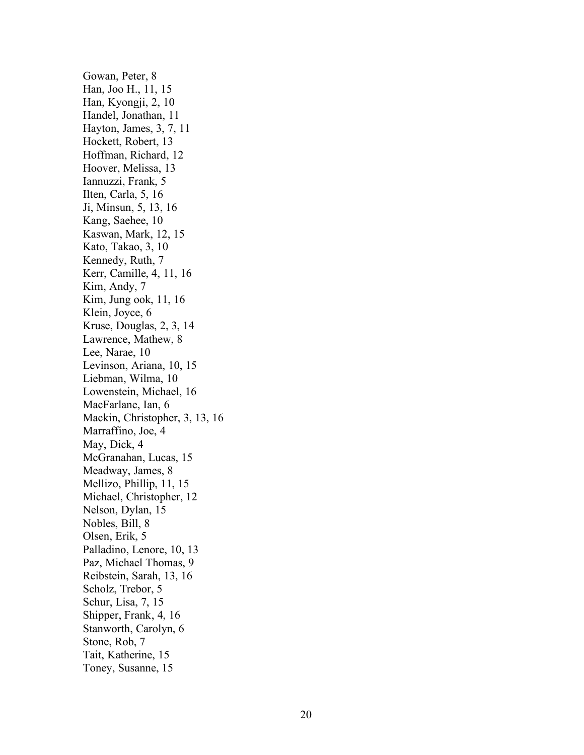Gowan, Peter, 8
Han, Joo H., 11, 15
Han, Kyongji, 2, 10
Handel, Jonathan, 11
Hayton, James, 3, 7, 11
Hockett, Robert, 13
Hoffman, Richard, 12
Hoover, Melissa, 13
Iannuzzi, Frank, 5
Ilten, Carla, 5, 16
Ji, Minsun, 5, 13, 16
Kang, Saehee, 10
Kaswan, Mark, 12, 15
Kato, Takao, 3, 10
Kennedy, Ruth, 7
Kerr, Camille, 4, 11, 16
Kim, Andy, 7
Kim, Jung ook, 11, 16
Klein, Joyce, 6
Kruse, Douglas, 2, 3, 14
Lawrence, Mathew, 8
Lee, Narae, 10
Levinson, Ariana, 10, 15
Liebman, Wilma, 10
Lowenstein, Michael, 16
MacFarlane, Ian, 6
Mackin, Christopher, 3, 13, 16
Marraffino, Joe, 4
May, Dick, 4
McGranahan, Lucas, 15
Meadway, James, 8
Mellizo, Phillip, 11, 15
Michael, Christopher, 12
Nelson, Dylan, 15
Nobles, Bill, 8
Olsen, Erik, 5
Palladino, Lenore, 10, 13
Paz, Michael Thomas, 9
Reibstein, Sarah, 13, 16
Scholz, Trebor, 5
Schur, Lisa, 7, 15
Shipper, Frank, 4, 16
Stanworth, Carolyn, 6
Stone, Rob, 7
Tait, Katherine, 15
Toney, Susanne, 15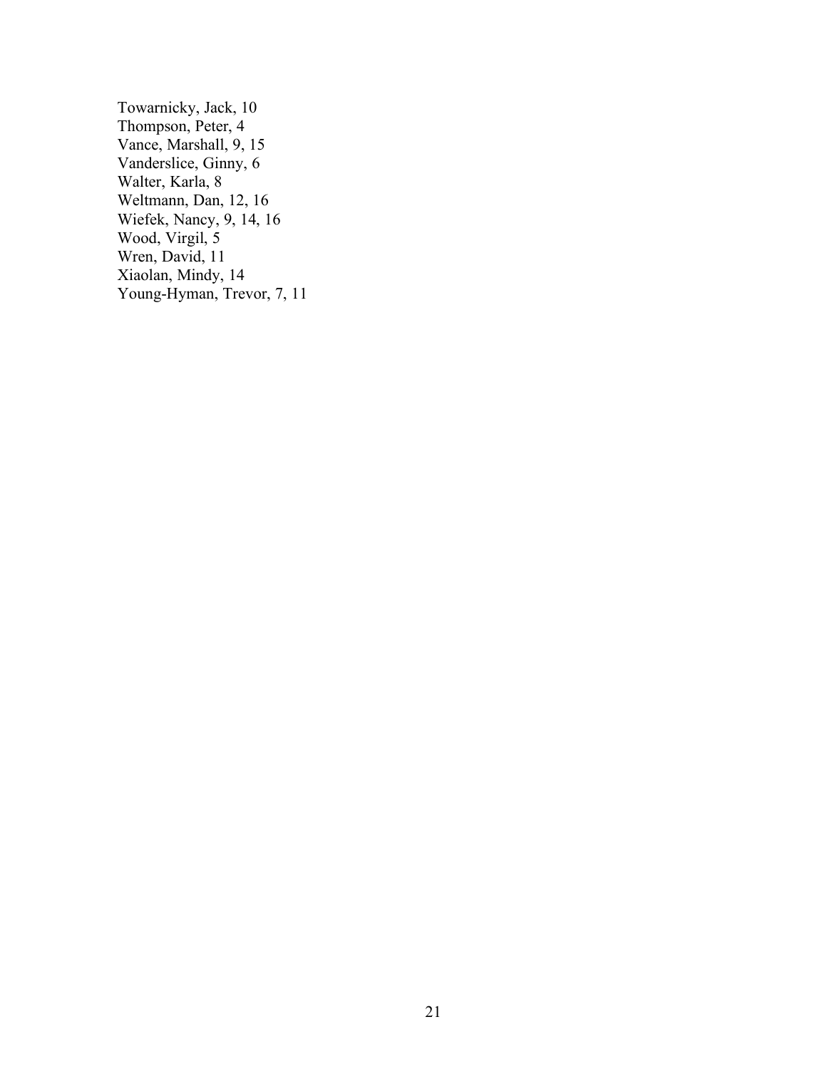Towarnicky, Jack, 10
Thompson, Peter, 4
Vance, Marshall, 9, 15
Vanderslice, Ginny, 6
Walter, Karla, 8
Weltmann, Dan, 12, 16
Wiefek, Nancy, 9, 14, 16
Wood, Virgil, 5
Wren, David, 11
Xiaolan, Mindy, 14
Young-Hyman, Trevor, 7, 11